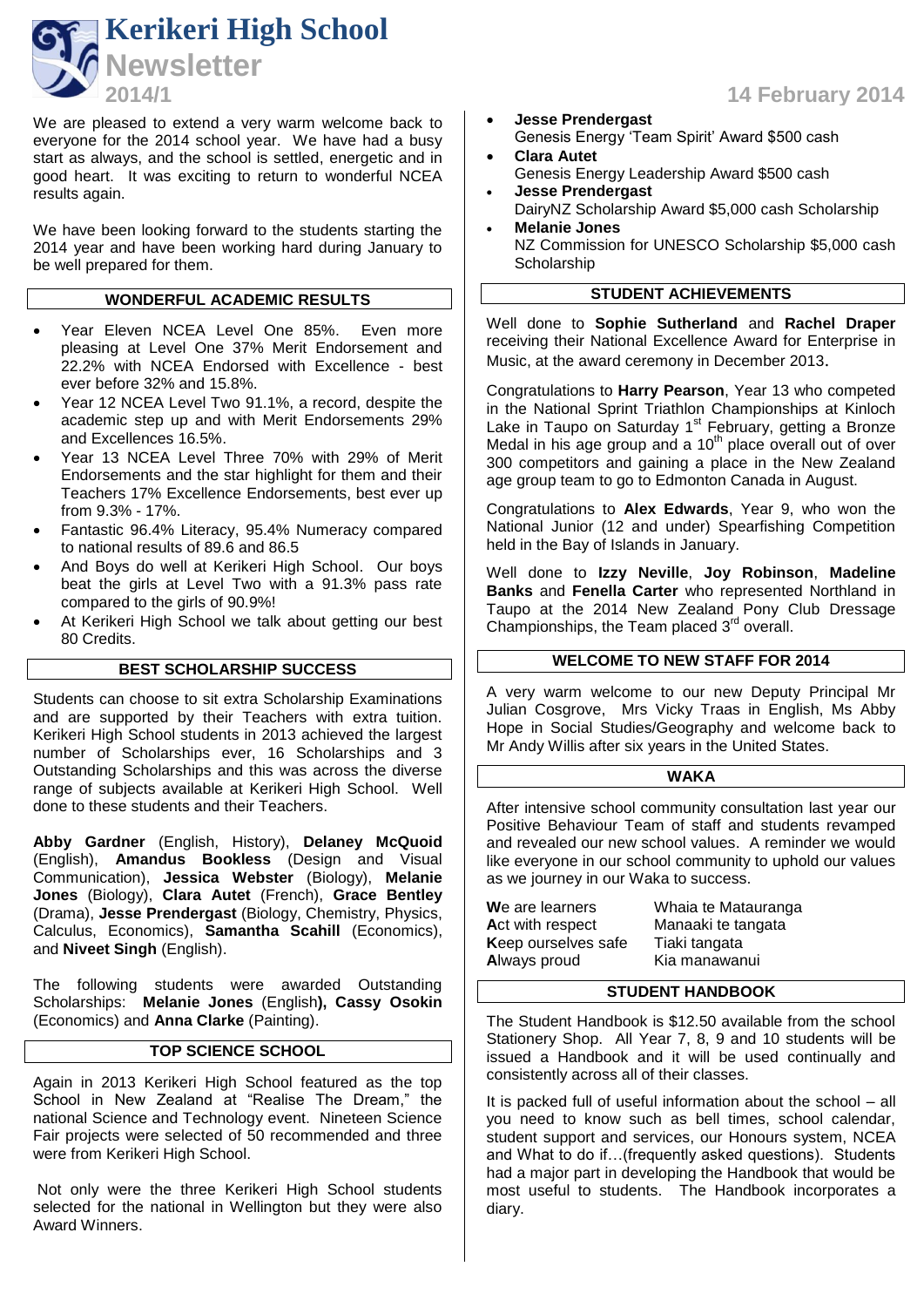# Kerikeri High School Newsletter

**2014/1** — **14 February 2014**

We are pleased to extend a very warm welcome back to everyone for the 2014 school year. We have had a busy start as always, and the school is settled, energetic and in good heart. It was exciting to return to wonderful NCEA results again.

We have been looking forward to the students starting the 2014 year and have been working hard during January to be well prepared for them.

## WONDERFUL ACADEMIC RESULTS

- Year Eleven NCEA Level One 85%. Even more pleasing at Level One 37% Merit Endorsement and 22.2% with NCEA Endorsed with Excellence - best ever before 32% and 15.8%.
- Year 12 NCEA Level Two 91.1%, a record, despite the academic step up and with Merit Endorsements 29% and Excellences 16.5%.
- Year 13 NCEA Level Three 70% with 29% of Merit Endorsements and the star highlight for them and their Teachers 17% Excellence Endorsements, best ever up from 9.3% - 17%.
- Fantastic 96.4% Literacy, 95.4% Numeracy compared to national results of 89.6 and 86.5
- And Boys do well at Kerikeri High School. Our boys beat the girls at Level Two with a 91.3% pass rate compared to the girls of 90.9%!
- At Kerikeri High School we talk about getting our best 80 Credits.

## BEST SCHOLARSHIP SUCCESS

Students can choose to sit extra Scholarship Examinations and are supported by their Teachers with extra tuition. Kerikeri High School students in 2013 achieved the largest number of Scholarships ever, 16 Scholarships and 3 Outstanding Scholarships and this was across the diverse range of subjects available at Kerikeri High School. Well done to these students and their Teachers.

**Abby Gardner** (English, History), **Delaney McQuoid** (English), **Amandus Bookless** (Design and Visual Communication), **Jessica Webster** (Biology), **Melanie Jones** (Biology), **Clara Autet** (French), **Grace Bentley** (Drama), **Jesse Prendergast** (Biology, Chemistry, Physics, Calculus, Economics), **Samantha Scahill** (Economics), and **Niveet Singh** (English).

The following students were awarded Outstanding Scholarships: **Melanie Jones** (English**), Cassy Osokin** (Economics) and **Anna Clarke** (Painting).

## TOP SCIENCE SCHOOL

Again in 2013 Kerikeri High School featured as the top School in New Zealand at "Realise The Dream," the national Science and Technology event. Nineteen Science Fair projects were selected of 50 recommended and three were from Kerikeri High School.

Not only were the three Kerikeri High School students selected for the national in Wellington but they were also Award Winners.

- **Jesse Prendergast**
  Genesis Energy 'Team Spirit' Award $500 cash
- **Clara Autet**
  Genesis Energy Leadership Award $500 cash
- **Jesse Prendergast**
  DairyNZ Scholarship Award $5,000 cash Scholarship
- **Melanie Jones**
  NZ Commission for UNESCO Scholarship $5,000 cash Scholarship

## STUDENT ACHIEVEMENTS

Well done to **Sophie Sutherland** and **Rachel Draper** receiving their National Excellence Award for Enterprise in Music, at the award ceremony in December 2013.

Congratulations to **Harry Pearson**, Year 13 who competed in the National Sprint Triathlon Championships at Kinloch Lake in Taupo on Saturday 1st February, getting a Bronze Medal in his age group and a 10th place overall out of over 300 competitors and gaining a place in the New Zealand age group team to go to Edmonton Canada in August.

Congratulations to **Alex Edwards**, Year 9, who won the National Junior (12 and under) Spearfishing Competition held in the Bay of Islands in January.

Well done to **Izzy Neville**, **Joy Robinson**, **Madeline Banks** and **Fenella Carter** who represented Northland in Taupo at the 2014 New Zealand Pony Club Dressage Championships, the Team placed 3rd overall.

## WELCOME TO NEW STAFF FOR 2014

A very warm welcome to our new Deputy Principal Mr Julian Cosgrove, Mrs Vicky Traas in English, Ms Abby Hope in Social Studies/Geography and welcome back to Mr Andy Willis after six years in the United States.

## WAKA

After intensive school community consultation last year our Positive Behaviour Team of staff and students revamped and revealed our new school values. A reminder we would like everyone in our school community to uphold our values as we journey in our Waka to success.

| | |
|---|---|
| **W**e are learners | Whaia te Matauranga |
| **A**ct with respect | Manaaki te tangata |
| **K**eep ourselves safe | Tiaki tangata |
| **A**lways proud | Kia manawanui |

## STUDENT HANDBOOK

The Student Handbook is $12.50 available from the school Stationery Shop. All Year 7, 8, 9 and 10 students will be issued a Handbook and it will be used continually and consistently across all of their classes.

It is packed full of useful information about the school – all you need to know such as bell times, school calendar, student support and services, our Honours system, NCEA and What to do if…(frequently asked questions). Students had a major part in developing the Handbook that would be most useful to students. The Handbook incorporates a diary.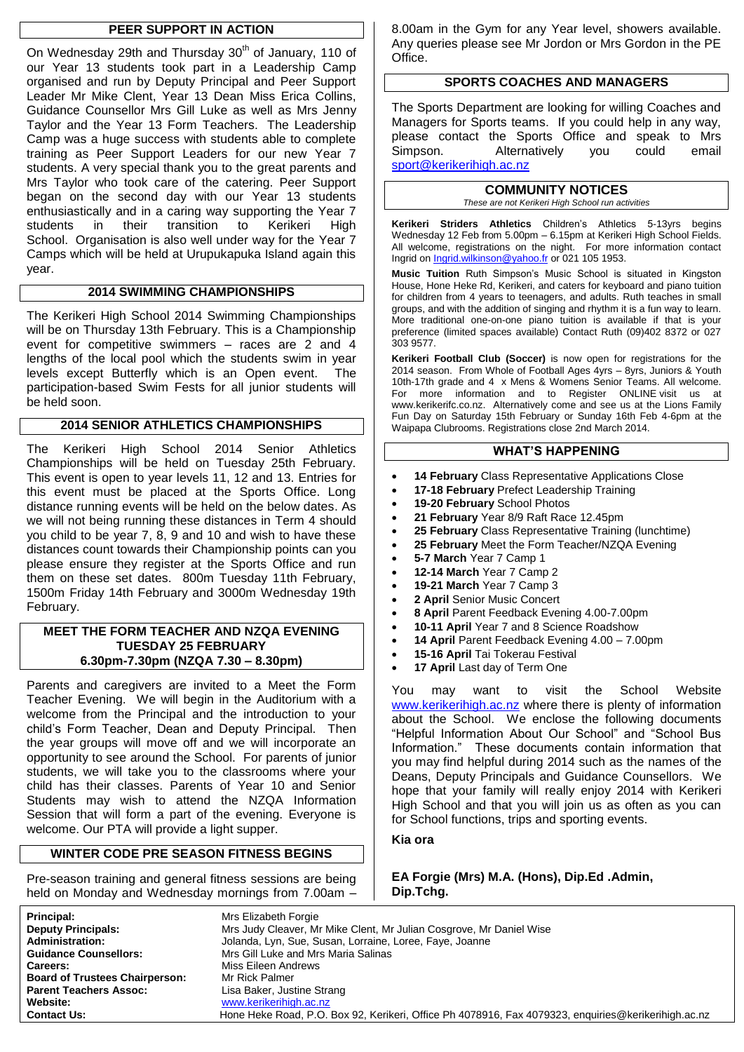## PEER SUPPORT IN ACTION

On Wednesday 29th and Thursday 30th of January, 110 of our Year 13 students took part in a Leadership Camp organised and run by Deputy Principal and Peer Support Leader Mr Mike Clent, Year 13 Dean Miss Erica Collins, Guidance Counsellor Mrs Gill Luke as well as Mrs Jenny Taylor and the Year 13 Form Teachers. The Leadership Camp was a huge success with students able to complete training as Peer Support Leaders for our new Year 7 students. A very special thank you to the great parents and Mrs Taylor who took care of the catering. Peer Support began on the second day with our Year 13 students enthusiastically and in a caring way supporting the Year 7 students in their transition to Kerikeri High School. Organisation is also well under way for the Year 7 Camps which will be held at Urupukapuka Island again this year.

## 2014 SWIMMING CHAMPIONSHIPS

The Kerikeri High School 2014 Swimming Championships will be on Thursday 13th February. This is a Championship event for competitive swimmers – races are 2 and 4 lengths of the local pool which the students swim in year levels except Butterfly which is an Open event. The participation-based Swim Fests for all junior students will be held soon.

## 2014 SENIOR ATHLETICS CHAMPIONSHIPS

The Kerikeri High School 2014 Senior Athletics Championships will be held on Tuesday 25th February. This event is open to year levels 11, 12 and 13. Entries for this event must be placed at the Sports Office. Long distance running events will be held on the below dates. As we will not being running these distances in Term 4 should you child to be year 7, 8, 9 and 10 and wish to have these distances count towards their Championship points can you please ensure they register at the Sports Office and run them on these set dates. 800m Tuesday 11th February, 1500m Friday 14th February and 3000m Wednesday 19th February.

## MEET THE FORM TEACHER AND NZQA EVENING TUESDAY 25 FEBRUARY 6.30pm-7.30pm (NZQA 7.30 – 8.30pm)

Parents and caregivers are invited to a Meet the Form Teacher Evening. We will begin in the Auditorium with a welcome from the Principal and the introduction to your child's Form Teacher, Dean and Deputy Principal. Then the year groups will move off and we will incorporate an opportunity to see around the School. For parents of junior students, we will take you to the classrooms where your child has their classes. Parents of Year 10 and Senior Students may wish to attend the NZQA Information Session that will form a part of the evening. Everyone is welcome. Our PTA will provide a light supper.

## WINTER CODE PRE SEASON FITNESS BEGINS

Pre-season training and general fitness sessions are being held on Monday and Wednesday mornings from 7.00am – 8.00am in the Gym for any Year level, showers available. Any queries please see Mr Jordon or Mrs Gordon in the PE Office.

## SPORTS COACHES AND MANAGERS

The Sports Department are looking for willing Coaches and Managers for Sports teams. If you could help in any way, please contact the Sports Office and speak to Mrs Simpson. Alternatively you could email sport@kerikerihigh.ac.nz

## COMMUNITY NOTICES

*These are not Kerikeri High School run activities*

**Kerikeri Striders Athletics** Children's Athletics 5-13yrs begins Wednesday 12 Feb from 5.00pm – 6.15pm at Kerikeri High School Fields. All welcome, registrations on the night. For more information contact Ingrid on Ingrid.wilkinson@yahoo.fr or 021 105 1953.

**Music Tuition** Ruth Simpson's Music School is situated in Kingston House, Hone Heke Rd, Kerikeri, and caters for keyboard and piano tuition for children from 4 years to teenagers, and adults. Ruth teaches in small groups, and with the addition of singing and rhythm it is a fun way to learn. More traditional one-on-one piano tuition is available if that is your preference (limited spaces available) Contact Ruth (09)402 8372 or 027 303 9577.

**Kerikeri Football Club (Soccer)** is now open for registrations for the 2014 season. From Whole of Football Ages 4yrs – 8yrs, Juniors & Youth 10th-17th grade and 4 x Mens & Womens Senior Teams. All welcome. For more information and to Register ONLINE visit us at www.kerikerifc.co.nz. Alternatively come and see us at the Lions Family Fun Day on Saturday 15th February or Sunday 16th Feb 4-6pm at the Waipapa Clubrooms. Registrations close 2nd March 2014.

## WHAT'S HAPPENING

- **14 February** Class Representative Applications Close
- **17-18 February** Prefect Leadership Training
- **19-20 February** School Photos
- **21 February** Year 8/9 Raft Race 12.45pm
- **25 February** Class Representative Training (lunchtime)
- **25 February** Meet the Form Teacher/NZQA Evening
- **5-7 March** Year 7 Camp 1
- **12-14 March** Year 7 Camp 2
- **19-21 March** Year 7 Camp 3
- **2 April** Senior Music Concert
- **8 April** Parent Feedback Evening 4.00-7.00pm
- **10-11 April** Year 7 and 8 Science Roadshow
- **14 April** Parent Feedback Evening 4.00 – 7.00pm
- **15-16 April** Tai Tokerau Festival
- **17 April** Last day of Term One

You may want to visit the School Website www.kerikerihigh.ac.nz where there is plenty of information about the School. We enclose the following documents "Helpful Information About Our School" and "School Bus Information." These documents contain information that you may find helpful during 2014 such as the names of the Deans, Deputy Principals and Guidance Counsellors. We hope that your family will really enjoy 2014 with Kerikeri High School and that you will join us as often as you can for School functions, trips and sporting events.

**Kia ora**

**EA Forgie (Mrs) M.A. (Hons), Dip.Ed .Admin, Dip.Tchg.**

| | |
|---|---|
| **Principal:** | Mrs Elizabeth Forgie |
| **Deputy Principals:** | Mrs Judy Cleaver, Mr Mike Clent, Mr Julian Cosgrove, Mr Daniel Wise |
| **Administration:** | Jolanda, Lyn, Sue, Susan, Lorraine, Loree, Faye, Joanne |
| **Guidance Counsellors:** | Mrs Gill Luke and Mrs Maria Salinas |
| **Careers:** | Miss Eileen Andrews |
| **Board of Trustees Chairperson:** | Mr Rick Palmer |
| **Parent Teachers Assoc:** | Lisa Baker, Justine Strang |
| **Website:** | www.kerikerihigh.ac.nz |
| **Contact Us:** | Hone Heke Road, P.O. Box 92, Kerikeri, Office Ph 4078916, Fax 4079323, enquiries@kerikerihigh.ac.nz |